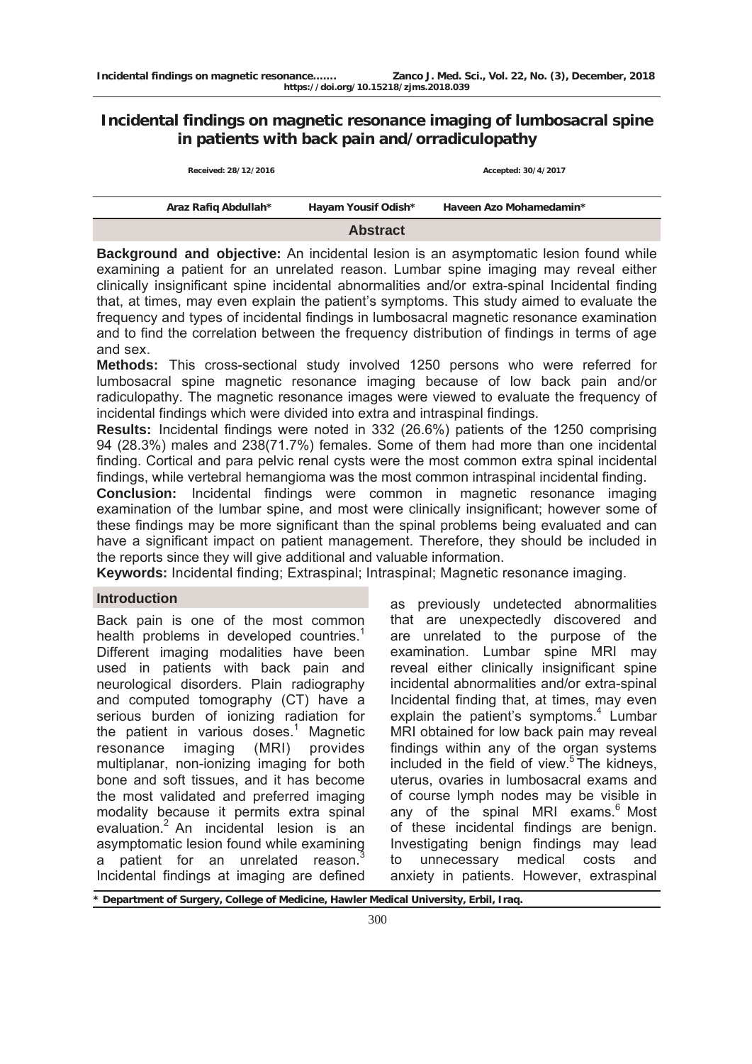# Incidental findings on magnetic resonance imaging of lumbosacral spine in patients with back pain and/orradiculopathy

Received: 28/12/2016 Accepted: 30/4/2017

Araz Rafiq Abdullah* Hayam Yousif Odish* Haveen Azo Mohamedamin*

## Abstract

**Background and objective:** An incidental lesion is an asymptomatic lesion found while examining a patient for an unrelated reason. Lumbar spine imaging may reveal either clinically insignificant spine incidental abnormalities and/or extra-spinal Incidental finding that, at times, may even explain the patient's symptoms. This study aimed to evaluate the frequency and types of incidental findings in lumbosacral magnetic resonance examination and to find the correlation between the frequency distribution of findings in terms of age and sex.

**Methods:** This cross-sectional study involved 1250 persons who were referred for lumbosacral spine magnetic resonance imaging because of low back pain and/or radiculopathy. The magnetic resonance images were viewed to evaluate the frequency of incidental findings which were divided into extra and intraspinal findings.

**Results:** Incidental findings were noted in 332 (26.6%) patients of the 1250 comprising 94 (28.3%) males and 238(71.7%) females. Some of them had more than one incidental finding. Cortical and para pelvic renal cysts were the most common extra spinal incidental findings, while vertebral hemangioma was the most common intraspinal incidental finding.

**Conclusion:** Incidental findings were common in magnetic resonance imaging examination of the lumbar spine, and most were clinically insignificant; however some of these findings may be more significant than the spinal problems being evaluated and can have a significant impact on patient management. Therefore, they should be included in the reports since they will give additional and valuable information.

**Keywords:** Incidental finding; Extraspinal; Intraspinal; Magnetic resonance imaging.

## Introduction

Back pain is one of the most common health problems in developed countries.[1] Different imaging modalities have been used in patients with back pain and neurological disorders. Plain radiography and computed tomography (CT) have a serious burden of ionizing radiation for the patient in various doses.[1] Magnetic resonance imaging (MRI) provides multiplanar, non-ionizing imaging for both bone and soft tissues, and it has become the most validated and preferred imaging modality because it permits extra spinal evaluation.[2] An incidental lesion is an asymptomatic lesion found while examining a patient for an unrelated reason.[3] Incidental findings at imaging are defined as previously undetected abnormalities that are unexpectedly discovered and are unrelated to the purpose of the examination. Lumbar spine MRI may reveal either clinically insignificant spine incidental abnormalities and/or extra-spinal Incidental finding that, at times, may even explain the patient's symptoms.[4] Lumbar MRI obtained for low back pain may reveal findings within any of the organ systems included in the field of view.[5] The kidneys, uterus, ovaries in lumbosacral exams and of course lymph nodes may be visible in any of the spinal MRI exams.[6] Most of these incidental findings are benign. Investigating benign findings may lead to unnecessary medical costs and anxiety in patients. However, extraspinal

\* Department of Surgery, College of Medicine, Hawler Medical University, Erbil, Iraq.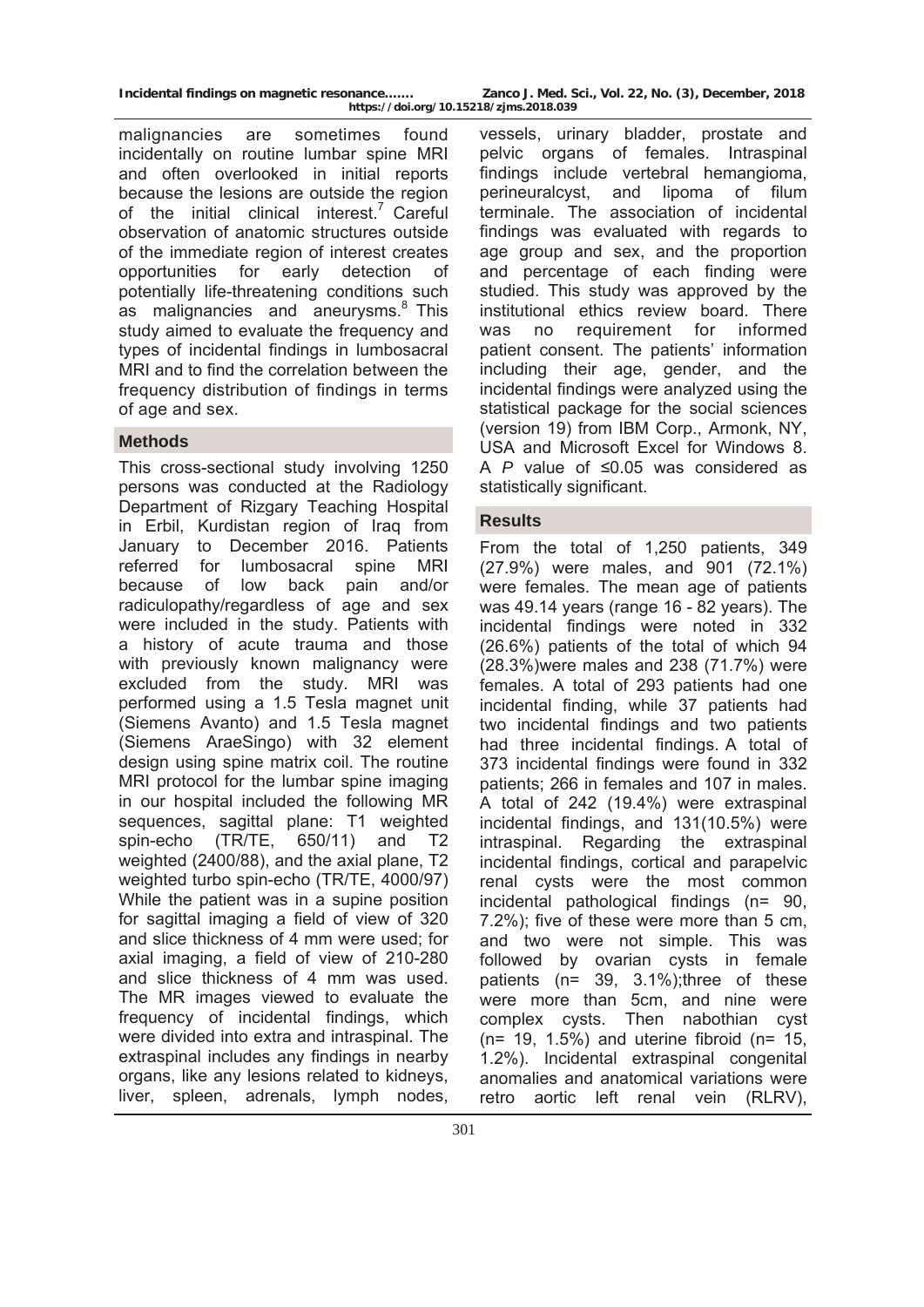malignancies are sometimes found incidentally on routine lumbar spine MRI and often overlooked in initial reports because the lesions are outside the region of the initial clinical interest.[7] Careful observation of anatomic structures outside of the immediate region of interest creates opportunities for early detection of potentially life-threatening conditions such as malignancies and aneurysms.[8] This study aimed to evaluate the frequency and types of incidental findings in lumbosacral MRI and to find the correlation between the frequency distribution of findings in terms of age and sex.

## Methods

This cross-sectional study involving 1250 persons was conducted at the Radiology Department of Rizgary Teaching Hospital in Erbil, Kurdistan region of Iraq from January to December 2016. Patients referred for lumbosacral spine MRI because of low back pain and/or radiculopathy/regardless of age and sex were included in the study. Patients with a history of acute trauma and those with previously known malignancy were excluded from the study. MRI was performed using a 1.5 Tesla magnet unit (Siemens Avanto) and 1.5 Tesla magnet (Siemens AraeSingo) with 32 element design using spine matrix coil. The routine MRI protocol for the lumbar spine imaging in our hospital included the following MR sequences, sagittal plane: T1 weighted spin-echo (TR/TE, 650/11) and T2 weighted (2400/88), and the axial plane, T2 weighted turbo spin-echo (TR/TE, 4000/97) While the patient was in a supine position for sagittal imaging a field of view of 320 and slice thickness of 4 mm were used; for axial imaging, a field of view of 210-280 and slice thickness of 4 mm was used. The MR images viewed to evaluate the frequency of incidental findings, which were divided into extra and intraspinal. The extraspinal includes any findings in nearby organs, like any lesions related to kidneys, liver, spleen, adrenals, lymph nodes, vessels, urinary bladder, prostate and pelvic organs of females. Intraspinal findings include vertebral hemangioma, perineuralcyst, and lipoma of filum terminale. The association of incidental findings was evaluated with regards to age group and sex, and the proportion and percentage of each finding were studied. This study was approved by the institutional ethics review board. There was no requirement for informed patient consent. The patients' information including their age, gender, and the incidental findings were analyzed using the statistical package for the social sciences (version 19) from IBM Corp., Armonk, NY, USA and Microsoft Excel for Windows 8. A *P* value of ≤0.05 was considered as statistically significant.

## Results

From the total of 1,250 patients, 349 (27.9%) were males, and 901 (72.1%) were females. The mean age of patients was 49.14 years (range 16 - 82 years). The incidental findings were noted in 332 (26.6%) patients of the total of which 94 (28.3%)were males and 238 (71.7%) were females. A total of 293 patients had one incidental finding, while 37 patients had two incidental findings and two patients had three incidental findings. A total of 373 incidental findings were found in 332 patients; 266 in females and 107 in males. A total of 242 (19.4%) were extraspinal incidental findings, and 131(10.5%) were intraspinal. Regarding the extraspinal incidental findings, cortical and parapelvic renal cysts were the most common incidental pathological findings (n= 90, 7.2%); five of these were more than 5 cm, and two were not simple. This was followed by ovarian cysts in female patients (n= 39, 3.1%);three of these were more than 5cm, and nine were complex cysts. Then nabothian cyst (n= 19, 1.5%) and uterine fibroid (n= 15, 1.2%). Incidental extraspinal congenital anomalies and anatomical variations were retro aortic left renal vein (RLRV),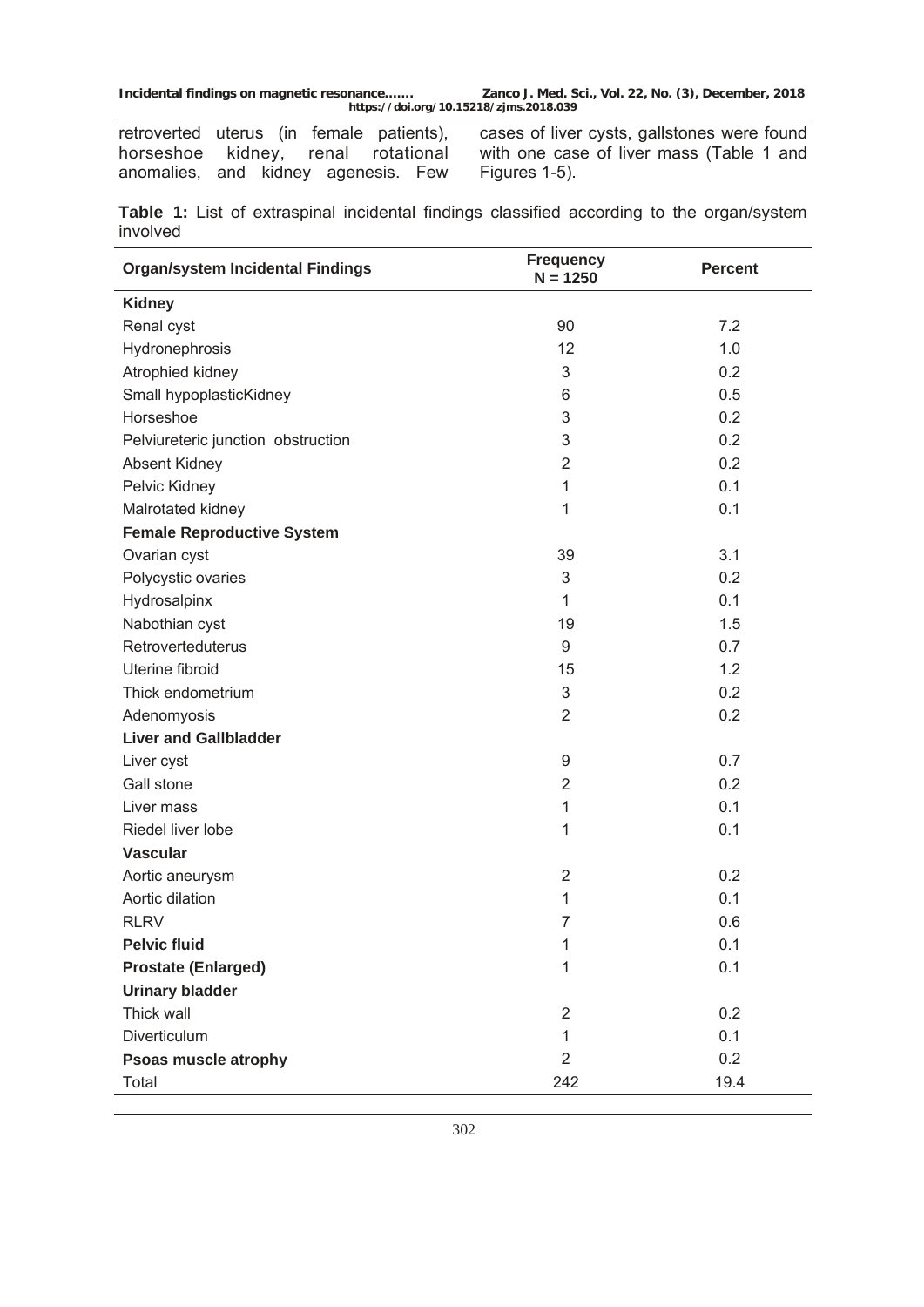retroverted uterus (in female patients), horseshoe kidney, renal rotational anomalies, and kidney agenesis. Few cases of liver cysts, gallstones were found with one case of liver mass (Table 1 and Figures 1-5).

**Table 1:** List of extraspinal incidental findings classified according to the organ/system involved

| Organ/system Incidental Findings | Frequency N = 1250 | Percent |
|---|---|---|
| **Kidney** | | |
| Renal cyst | 90 | 7.2 |
| Hydronephrosis | 12 | 1.0 |
| Atrophied kidney | 3 | 0.2 |
| Small hypoplasticKidney | 6 | 0.5 |
| Horseshoe | 3 | 0.2 |
| Pelviureteric junction obstruction | 3 | 0.2 |
| Absent Kidney | 2 | 0.2 |
| Pelvic Kidney | 1 | 0.1 |
| Malrotated kidney | 1 | 0.1 |
| **Female Reproductive System** | | |
| Ovarian cyst | 39 | 3.1 |
| Polycystic ovaries | 3 | 0.2 |
| Hydrosalpinx | 1 | 0.1 |
| Nabothian cyst | 19 | 1.5 |
| Retroverteduterus | 9 | 0.7 |
| Uterine fibroid | 15 | 1.2 |
| Thick endometrium | 3 | 0.2 |
| Adenomyosis | 2 | 0.2 |
| **Liver and Gallbladder** | | |
| Liver cyst | 9 | 0.7 |
| Gall stone | 2 | 0.2 |
| Liver mass | 1 | 0.1 |
| Riedel liver lobe | 1 | 0.1 |
| **Vascular** | | |
| Aortic aneurysm | 2 | 0.2 |
| Aortic dilation | 1 | 0.1 |
| RLRV | 7 | 0.6 |
| **Pelvic fluid** | 1 | 0.1 |
| **Prostate (Enlarged)** | 1 | 0.1 |
| **Urinary bladder** | | |
| Thick wall | 2 | 0.2 |
| Diverticulum | 1 | 0.1 |
| **Psoas muscle atrophy** | 2 | 0.2 |
| Total | 242 | 19.4 |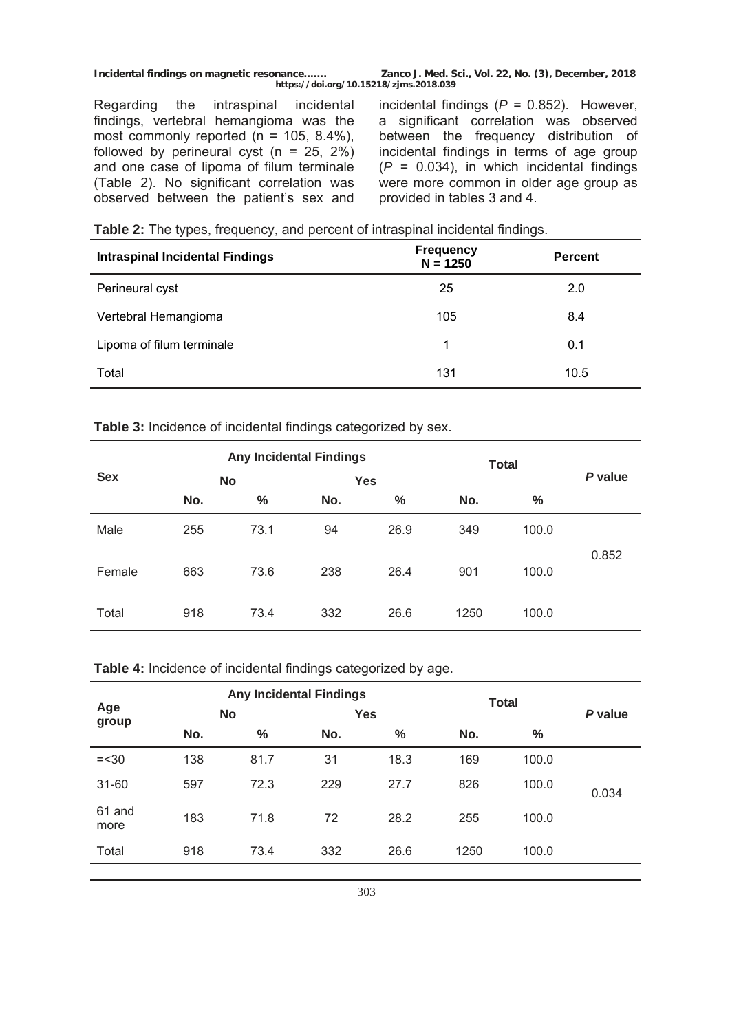Regarding the intraspinal incidental findings, vertebral hemangioma was the most commonly reported (n = 105, 8.4%), followed by perineural cyst (n = 25, 2%) and one case of lipoma of filum terminale (Table 2). No significant correlation was observed between the patient's sex and incidental findings ($P$ = 0.852). However, a significant correlation was observed between the frequency distribution of incidental findings in terms of age group ($P$ = 0.034), in which incidental findings were more common in older age group as provided in tables 3 and 4.

**Table 2:** The types, frequency, and percent of intraspinal incidental findings.

| Intraspinal Incidental Findings | Frequency N = 1250 | Percent |
|---|---|---|
| Perineural cyst | 25 | 2.0 |
| Vertebral Hemangioma | 105 | 8.4 |
| Lipoma of filum terminale | 1 | 0.1 |
| Total | 131 | 10.5 |

**Table 3:** Incidence of incidental findings categorized by sex.

| Sex | Any Incidental Findings | | | | Total | | *P* value |
|---|---|---|---|---|---|---|---|
| | No | | Yes | | | | |
| | No. | % | No. | % | No. | % | |
| Male | 255 | 73.1 | 94 | 26.9 | 349 | 100.0 | 0.852 |
| Female | 663 | 73.6 | 238 | 26.4 | 901 | 100.0 | |
| Total | 918 | 73.4 | 332 | 26.6 | 1250 | 100.0 | |

**Table 4:** Incidence of incidental findings categorized by age.

| Age group | Any Incidental Findings | | | | Total | | *P* value |
|---|---|---|---|---|---|---|---|
| | No | | Yes | | | | |
| | No. | % | No. | % | No. | % | |
| =<30 | 138 | 81.7 | 31 | 18.3 | 169 | 100.0 | 0.034 |
| 31-60 | 597 | 72.3 | 229 | 27.7 | 826 | 100.0 | |
| 61 and more | 183 | 71.8 | 72 | 28.2 | 255 | 100.0 | |
| Total | 918 | 73.4 | 332 | 26.6 | 1250 | 100.0 | |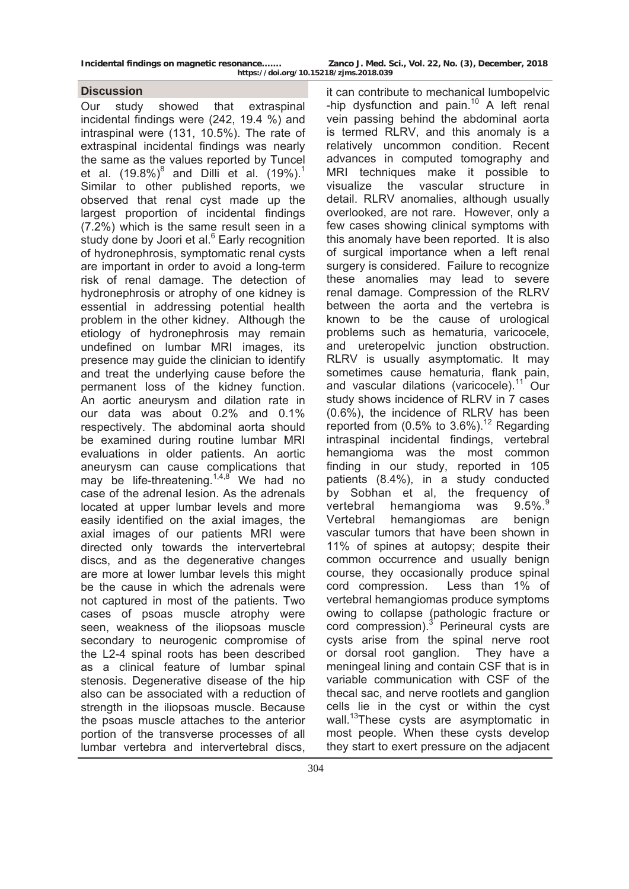## Discussion

Our study showed that extraspinal incidental findings were (242, 19.4 %) and intraspinal were (131, 10.5%). The rate of extraspinal incidental findings was nearly the same as the values reported by Tuncel et al. (19.8%)[8] and Dilli et al. (19%).[1] Similar to other published reports, we observed that renal cyst made up the largest proportion of incidental findings (7.2%) which is the same result seen in a study done by Joori et al.[6] Early recognition of hydronephrosis, symptomatic renal cysts are important in order to avoid a long-term risk of renal damage. The detection of hydronephrosis or atrophy of one kidney is essential in addressing potential health problem in the other kidney. Although the etiology of hydronephrosis may remain undefined on lumbar MRI images, its presence may guide the clinician to identify and treat the underlying cause before the permanent loss of the kidney function. An aortic aneurysm and dilation rate in our data was about 0.2% and 0.1% respectively. The abdominal aorta should be examined during routine lumbar MRI evaluations in older patients. An aortic aneurysm can cause complications that may be life-threatening.[1,4,8] We had no case of the adrenal lesion. As the adrenals located at upper lumbar levels and more easily identified on the axial images, the axial images of our patients MRI were directed only towards the intervertebral discs, and as the degenerative changes are more at lower lumbar levels this might be the cause in which the adrenals were not captured in most of the patients. Two cases of psoas muscle atrophy were seen, weakness of the iliopsoas muscle secondary to neurogenic compromise of the L2-4 spinal roots has been described as a clinical feature of lumbar spinal stenosis. Degenerative disease of the hip also can be associated with a reduction of strength in the iliopsoas muscle. Because the psoas muscle attaches to the anterior portion of the transverse processes of all lumbar vertebra and intervertebral discs, it can contribute to mechanical lumbopelvic -hip dysfunction and pain.[10] A left renal vein passing behind the abdominal aorta is termed RLRV, and this anomaly is a relatively uncommon condition. Recent advances in computed tomography and MRI techniques make it possible to visualize the vascular structure in detail. RLRV anomalies, although usually overlooked, are not rare. However, only a few cases showing clinical symptoms with this anomaly have been reported. It is also of surgical importance when a left renal surgery is considered. Failure to recognize these anomalies may lead to severe renal damage. Compression of the RLRV between the aorta and the vertebra is known to be the cause of urological problems such as hematuria, varicocele, and ureteropelvic junction obstruction. RLRV is usually asymptomatic. It may sometimes cause hematuria, flank pain, and vascular dilations (varicocele).[11] Our study shows incidence of RLRV in 7 cases (0.6%), the incidence of RLRV has been reported from (0.5% to 3.6%).[12] Regarding intraspinal incidental findings, vertebral hemangioma was the most common finding in our study, reported in 105 patients (8.4%), in a study conducted by Sobhan et al, the frequency of vertebral hemangioma was 9.5%.[9] Vertebral hemangiomas are benign vascular tumors that have been shown in 11% of spines at autopsy; despite their common occurrence and usually benign course, they occasionally produce spinal cord compression. Less than 1% of vertebral hemangiomas produce symptoms owing to collapse (pathologic fracture or cord compression).[3] Perineural cysts are cysts arise from the spinal nerve root or dorsal root ganglion. They have a meningeal lining and contain CSF that is in variable communication with CSF of the thecal sac, and nerve rootlets and ganglion cells lie in the cyst or within the cyst wall.[13] These cysts are asymptomatic in most people. When these cysts develop they start to exert pressure on the adjacent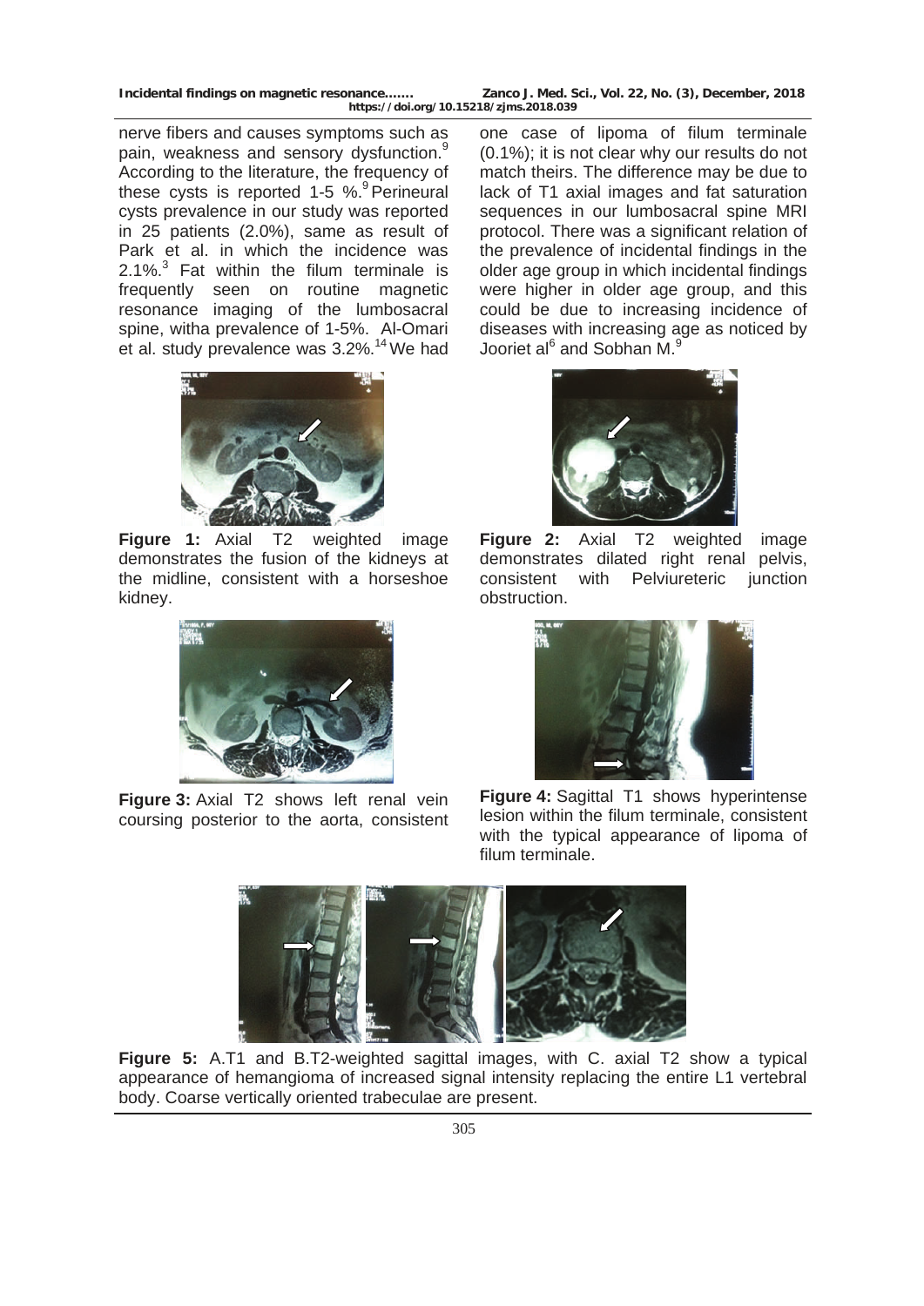nerve fibers and causes symptoms such as pain, weakness and sensory dysfunction.[9] According to the literature, the frequency of these cysts is reported 1-5 %.[9] Perineural cysts prevalence in our study was reported in 25 patients (2.0%), same as result of Park et al. in which the incidence was 2.1%.[3] Fat within the filum terminale is frequently seen on routine magnetic resonance imaging of the lumbosacral spine, witha prevalence of 1-5%. Al-Omari et al. study prevalence was 3.2%.[14] We had one case of lipoma of filum terminale (0.1%); it is not clear why our results do not match theirs. The difference may be due to lack of T1 axial images and fat saturation sequences in our lumbosacral spine MRI protocol. There was a significant relation of the prevalence of incidental findings in the older age group in which incidental findings were higher in older age group, and this could be due to increasing incidence of diseases with increasing age as noticed by Jooriet al[6] and Sobhan M.[9]

**Figure 1:** Axial T2 weighted image demonstrates the fusion of the kidneys at the midline, consistent with a horseshoe kidney.

**Figure 2:** Axial T2 weighted image demonstrates dilated right renal pelvis, consistent with Pelviureteric junction obstruction.

**Figure 3:** Axial T2 shows left renal vein coursing posterior to the aorta, consistent

**Figure 4:** Sagittal T1 shows hyperintense lesion within the filum terminale, consistent with the typical appearance of lipoma of filum terminale.

**Figure 5:** A.T1 and B.T2-weighted sagittal images, with C. axial T2 show a typical appearance of hemangioma of increased signal intensity replacing the entire L1 vertebral body. Coarse vertically oriented trabeculae are present.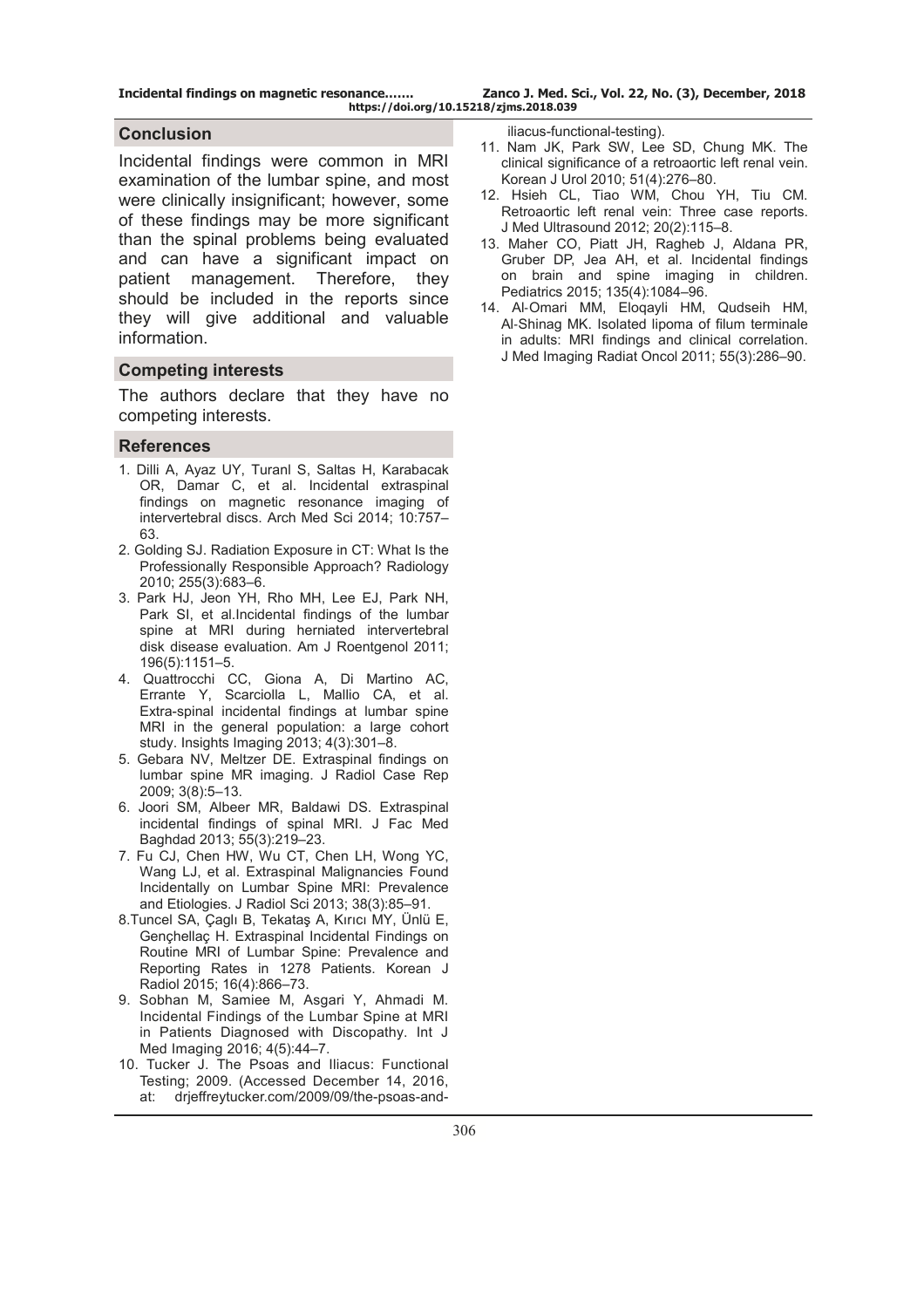## Conclusion

Incidental findings were common in MRI examination of the lumbar spine, and most were clinically insignificant; however, some of these findings may be more significant than the spinal problems being evaluated and can have a significant impact on patient management. Therefore, they should be included in the reports since they will give additional and valuable information.

## Competing interests

The authors declare that they have no competing interests.

## References

1. Dilli A, Ayaz UY, Turanl S, Saltas H, Karabacak OR, Damar C, et al. Incidental extraspinal findings on magnetic resonance imaging of intervertebral discs. Arch Med Sci 2014; 10:757–63.
2. Golding SJ. Radiation Exposure in CT: What Is the Professionally Responsible Approach? Radiology 2010; 255(3):683–6.
3. Park HJ, Jeon YH, Rho MH, Lee EJ, Park NH, Park SI, et al.Incidental findings of the lumbar spine at MRI during herniated intervertebral disk disease evaluation. Am J Roentgenol 2011; 196(5):1151–5.
4. Quattrocchi CC, Giona A, Di Martino AC, Errante Y, Scarciolla L, Mallio CA, et al. Extra-spinal incidental findings at lumbar spine MRI in the general population: a large cohort study. Insights Imaging 2013; 4(3):301–8.
5. Gebara NV, Meltzer DE. Extraspinal findings on lumbar spine MR imaging. J Radiol Case Rep 2009; 3(8):5–13.
6. Joori SM, Albeer MR, Baldawi DS. Extraspinal incidental findings of spinal MRI. J Fac Med Baghdad 2013; 55(3):219–23.
7. Fu CJ, Chen HW, Wu CT, Chen LH, Wong YC, Wang LJ, et al. Extraspinal Malignancies Found Incidentally on Lumbar Spine MRI: Prevalence and Etiologies. J Radiol Sci 2013; 38(3):85–91.
8. Tuncel SA, Çaglı B, Tekataş A, Kırıcı MY, Ünlü E, Gençhellaç H. Extraspinal Incidental Findings on Routine MRI of Lumbar Spine: Prevalence and Reporting Rates in 1278 Patients. Korean J Radiol 2015; 16(4):866–73.
9. Sobhan M, Samiee M, Asgari Y, Ahmadi M. Incidental Findings of the Lumbar Spine at MRI in Patients Diagnosed with Discopathy. Int J Med Imaging 2016; 4(5):44–7.
10. Tucker J. The Psoas and Iliacus: Functional Testing; 2009. (Accessed December 14, 2016, at: drjeffreytucker.com/2009/09/the-psoas-and-iliacus-functional-testing).
11. Nam JK, Park SW, Lee SD, Chung MK. The clinical significance of a retroaortic left renal vein. Korean J Urol 2010; 51(4):276–80.
12. Hsieh CL, Tiao WM, Chou YH, Tiu CM. Retroaortic left renal vein: Three case reports. J Med Ultrasound 2012; 20(2):115–8.
13. Maher CO, Piatt JH, Ragheb J, Aldana PR, Gruber DP, Jea AH, et al. Incidental findings on brain and spine imaging in children. Pediatrics 2015; 135(4):1084–96.
14. Al-Omari MM, Eloqayli HM, Qudseih HM, Al-Shinag MK. Isolated lipoma of filum terminale in adults: MRI findings and clinical correlation. J Med Imaging Radiat Oncol 2011; 55(3):286–90.